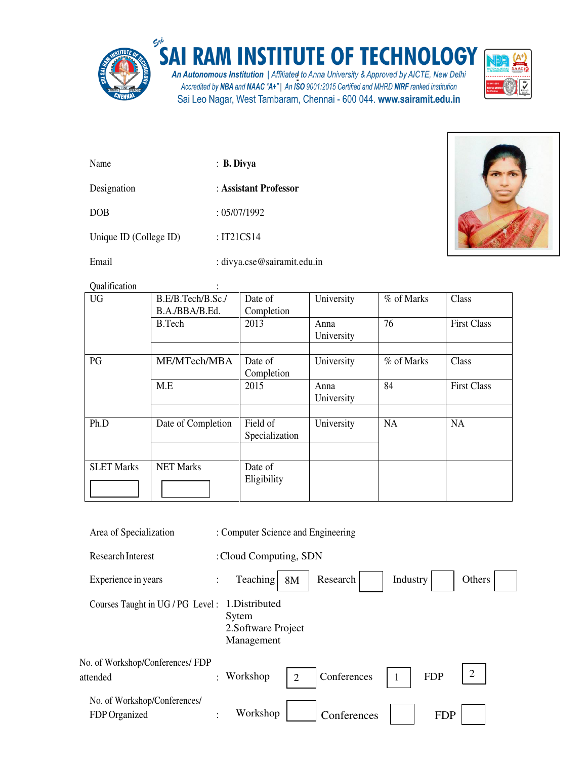# SAI RAM INSTITUTE OF TECHNOLOGY

*An Autonomous Institution | Affiliated to Anna University & Approved by AICTE, New Delhi*

*Accredited by NBA and NAAC "A+" | An ISO 9001:2015 Certified and MHRD NIRF ranked institution*

Sai Leo Nagar, West Tambaram, Chennai - 600 044. **www.sairamit.edu.in**

| | |
|---|---|
| Name | : **B. Divya** |
| Designation | : **Assistant Professor** |
| DOB | : 05/07/1992 |
| Unique ID (College ID) | : IT21CS14 |
| Email | : divya.cse@sairamit.edu.in |

Qualification :

| | | | | | |
|---|---|---|---|---|---|
| UG | B.E/B.Tech/B.Sc./ B.A./BBA/B.Ed. | Date of Completion | University | % of Marks | Class |
| | B.Tech | 2013 | Anna University | 76 | First Class |
| | | | | | |
| PG | ME/MTech/MBA | Date of Completion | University | % of Marks | Class |
| | M.E | 2015 | Anna University | 84 | First Class |
| | | | | | |
| Ph.D | Date of Completion | Field of Specialization | University | NA | NA |
| | | | | | |
| SLET Marks | NET Marks | Date of Eligibility | | | |

| | |
|---|---|
| Area of Specialization | : Computer Science and Engineering |
| Research Interest | : Cloud Computing, SDN |
| Experience in years | : Teaching 8M; Research ; Industry ; Others |
| Courses Taught in UG / PG Level | : 1.Distributed Sytem 2.Software Project Management |
| No. of Workshop/Conferences/ FDP attended | : Workshop 2; Conferences 1; FDP 2 |
| No. of Workshop/Conferences/ FDP Organized | : Workshop ; Conferences ; FDP |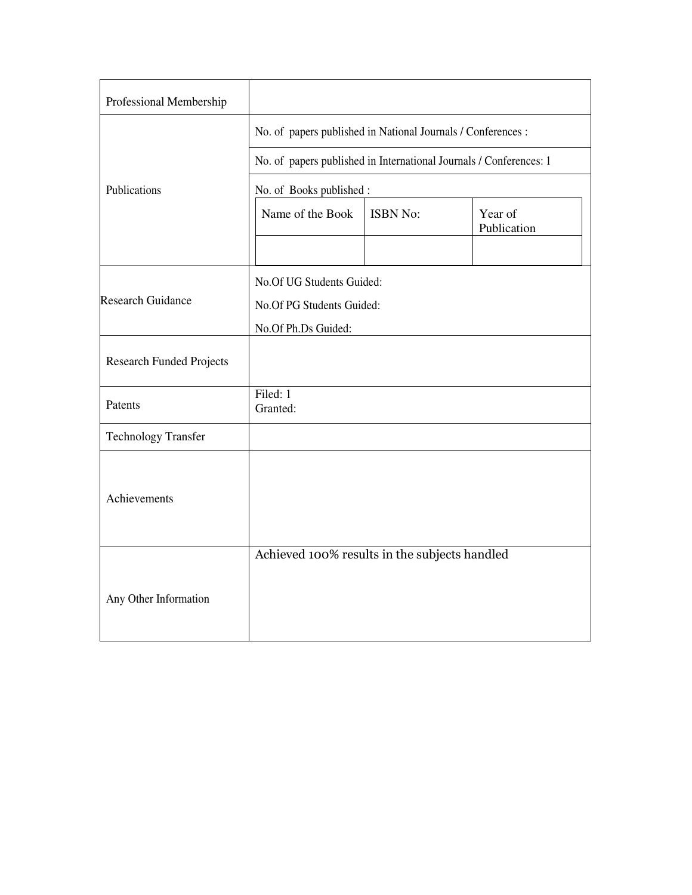| | |
|---|---|
| Professional Membership | |
| Publications | No. of papers published in National Journals / Conferences :<br>No. of papers published in International Journals / Conferences: 1<br>No. of Books published : |
| Research Guidance | No.Of UG Students Guided:<br>No.Of PG Students Guided:<br>No.Of Ph.Ds Guided: |
| Research Funded Projects | |
| Patents | Filed: 1<br>Granted: |
| Technology Transfer | |
| Achievements | |
| Any Other Information | Achieved 100% results in the subjects handled |

| Name of the Book | ISBN No: | Year of Publication |
|---|---|---|
| | | |